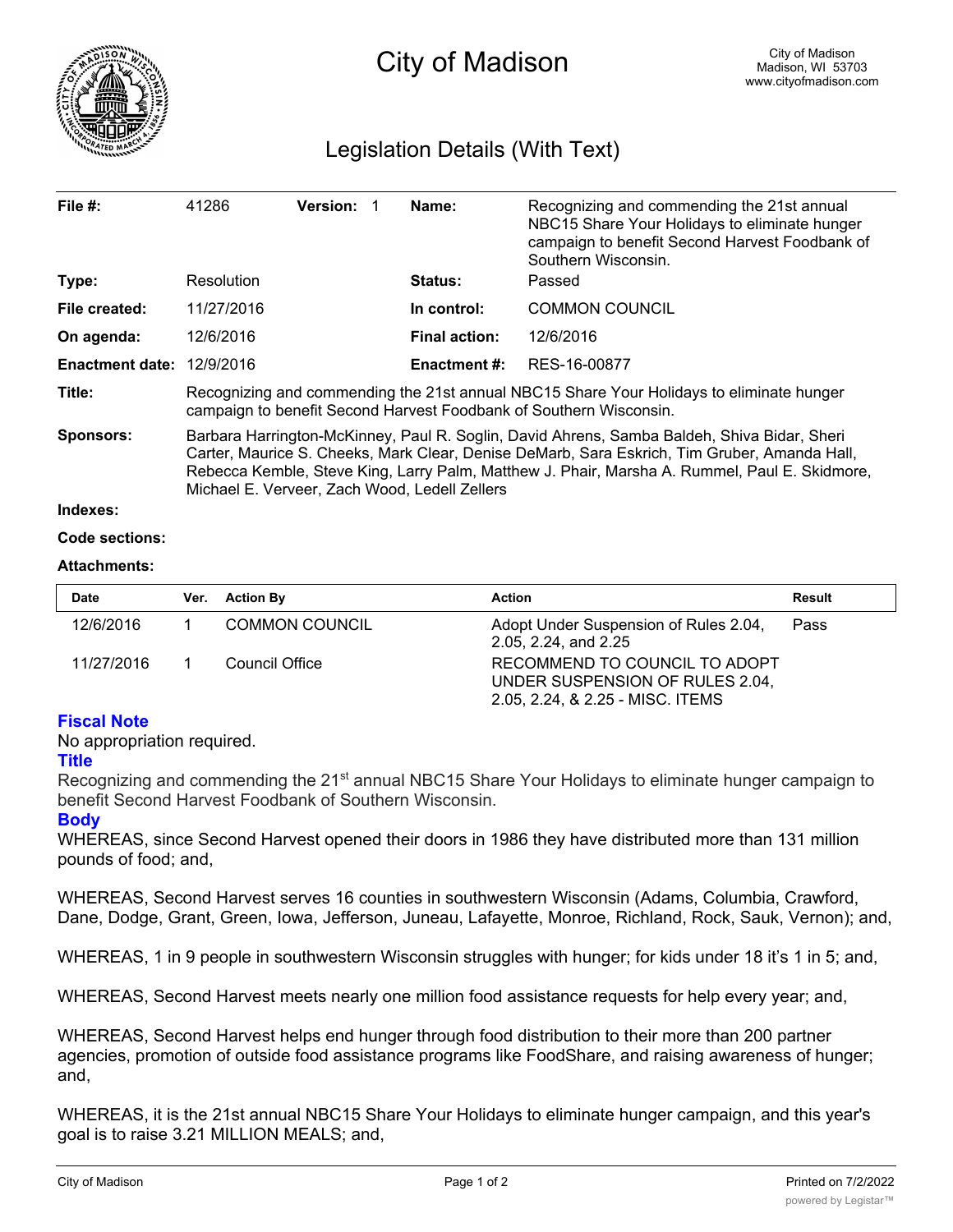# City of Madison

City of Madison
Madison, WI 53703
www.cityofmadison.com

## Legislation Details (With Text)

| | | | | | |
|---|---|---|---|---|---|
| **File #:** | 41286 | **Version:** 1 | | **Name:** | Recognizing and commending the 21st annual NBC15 Share Your Holidays to eliminate hunger campaign to benefit Second Harvest Foodbank of Southern Wisconsin. |
| **Type:** | Resolution | | | **Status:** | Passed |
| **File created:** | 11/27/2016 | | | **In control:** | COMMON COUNCIL |
| **On agenda:** | 12/6/2016 | | | **Final action:** | 12/6/2016 |
| **Enactment date:** | 12/9/2016 | | | **Enactment #:** | RES-16-00877 |

**Title:** Recognizing and commending the 21st annual NBC15 Share Your Holidays to eliminate hunger campaign to benefit Second Harvest Foodbank of Southern Wisconsin.

**Sponsors:** Barbara Harrington-McKinney, Paul R. Soglin, David Ahrens, Samba Baldeh, Shiva Bidar, Sheri Carter, Maurice S. Cheeks, Mark Clear, Denise DeMarb, Sara Eskrich, Tim Gruber, Amanda Hall, Rebecca Kemble, Steve King, Larry Palm, Matthew J. Phair, Marsha A. Rummel, Paul E. Skidmore, Michael E. Verveer, Zach Wood, Ledell Zellers

**Indexes:**

**Code sections:**

**Attachments:**

| Date | Ver. | Action By | Action | Result |
|---|---|---|---|---|
| 12/6/2016 | 1 | COMMON COUNCIL | Adopt Under Suspension of Rules 2.04, 2.05, 2.24, and 2.25 | Pass |
| 11/27/2016 | 1 | Council Office | RECOMMEND TO COUNCIL TO ADOPT UNDER SUSPENSION OF RULES 2.04, 2.05, 2.24, & 2.25 - MISC. ITEMS | |

### Fiscal Note

No appropriation required.

### Title

Recognizing and commending the 21st annual NBC15 Share Your Holidays to eliminate hunger campaign to benefit Second Harvest Foodbank of Southern Wisconsin.

### Body

WHEREAS, since Second Harvest opened their doors in 1986 they have distributed more than 131 million pounds of food; and,

WHEREAS, Second Harvest serves 16 counties in southwestern Wisconsin (Adams, Columbia, Crawford, Dane, Dodge, Grant, Green, Iowa, Jefferson, Juneau, Lafayette, Monroe, Richland, Rock, Sauk, Vernon); and,

WHEREAS, 1 in 9 people in southwestern Wisconsin struggles with hunger; for kids under 18 it's 1 in 5; and,

WHEREAS, Second Harvest meets nearly one million food assistance requests for help every year; and,

WHEREAS, Second Harvest helps end hunger through food distribution to their more than 200 partner agencies, promotion of outside food assistance programs like FoodShare, and raising awareness of hunger; and,

WHEREAS, it is the 21st annual NBC15 Share Your Holidays to eliminate hunger campaign, and this year's goal is to raise 3.21 MILLION MEALS; and,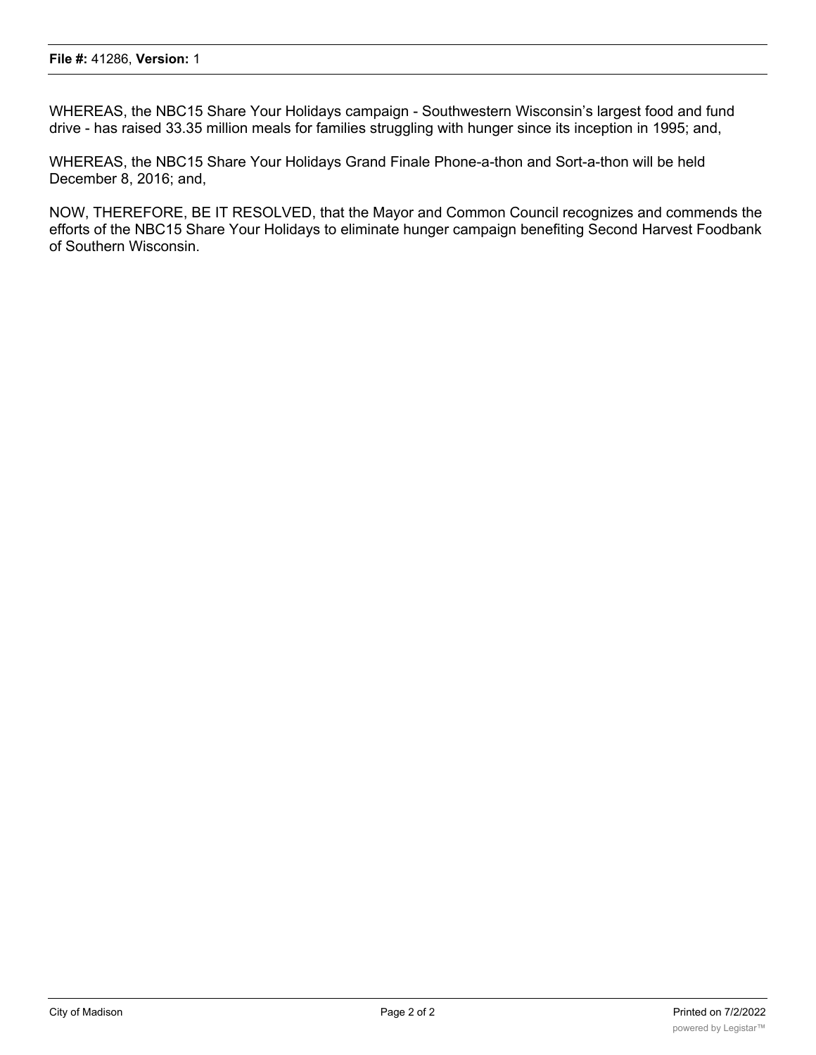WHEREAS, the NBC15 Share Your Holidays campaign - Southwestern Wisconsin's largest food and fund drive - has raised 33.35 million meals for families struggling with hunger since its inception in 1995; and,

WHEREAS, the NBC15 Share Your Holidays Grand Finale Phone-a-thon and Sort-a-thon will be held December 8, 2016; and,

NOW, THEREFORE, BE IT RESOLVED, that the Mayor and Common Council recognizes and commends the efforts of the NBC15 Share Your Holidays to eliminate hunger campaign benefiting Second Harvest Foodbank of Southern Wisconsin.